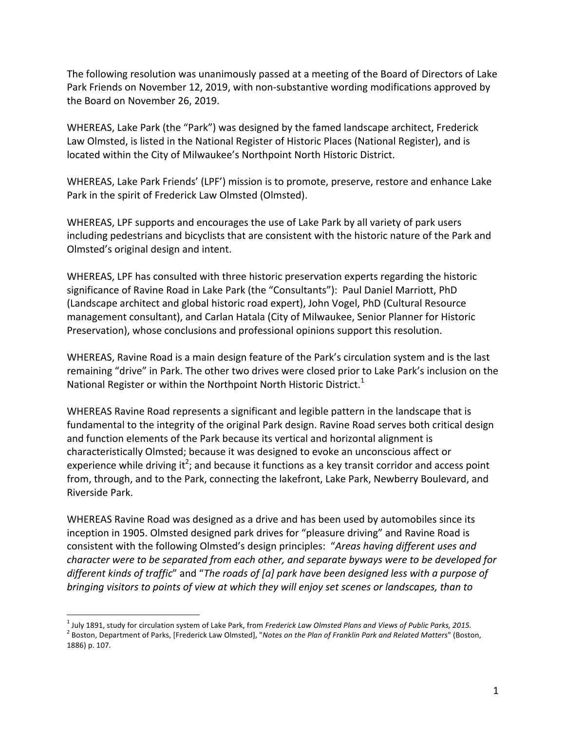The following resolution was unanimously passed at a meeting of the Board of Directors of Lake Park Friends on November 12, 2019, with non-substantive wording modifications approved by the Board on November 26, 2019.

WHEREAS, Lake Park (the "Park") was designed by the famed landscape architect, Frederick Law Olmsted, is listed in the National Register of Historic Places (National Register), and is located within the City of Milwaukee's Northpoint North Historic District.

WHEREAS, Lake Park Friends' (LPF') mission is to promote, preserve, restore and enhance Lake Park in the spirit of Frederick Law Olmsted (Olmsted).

WHEREAS, LPF supports and encourages the use of Lake Park by all variety of park users including pedestrians and bicyclists that are consistent with the historic nature of the Park and Olmsted's original design and intent.

WHEREAS, LPF has consulted with three historic preservation experts regarding the historic significance of Ravine Road in Lake Park (the "Consultants"): Paul Daniel Marriott, PhD (Landscape architect and global historic road expert), John Vogel, PhD (Cultural Resource management consultant), and Carlan Hatala (City of Milwaukee, Senior Planner for Historic Preservation), whose conclusions and professional opinions support this resolution.

WHEREAS, Ravine Road is a main design feature of the Park's circulation system and is the last remaining "drive" in Park. The other two drives were closed prior to Lake Park's inclusion on the National Register or within the Northpoint North Historic District.[1]

WHEREAS Ravine Road represents a significant and legible pattern in the landscape that is fundamental to the integrity of the original Park design. Ravine Road serves both critical design and function elements of the Park because its vertical and horizontal alignment is characteristically Olmsted; because it was designed to evoke an unconscious affect or experience while driving it[2]; and because it functions as a key transit corridor and access point from, through, and to the Park, connecting the lakefront, Lake Park, Newberry Boulevard, and Riverside Park.

WHEREAS Ravine Road was designed as a drive and has been used by automobiles since its inception in 1905. Olmsted designed park drives for "pleasure driving" and Ravine Road is consistent with the following Olmsted's design principles: "*Areas having different uses and character were to be separated from each other, and separate byways were to be developed for different kinds of traffic*" and "*The roads of [a] park have been designed less with a purpose of bringing visitors to points of view at which they will enjoy set scenes or landscapes, than to*

---

[1] July 1891, study for circulation system of Lake Park, from *Frederick Law Olmsted Plans and Views of Public Parks, 2015.*

[2] Boston, Department of Parks, [Frederick Law Olmsted], "*Notes on the Plan of Franklin Park and Related Matters*" (Boston, 1886) p. 107.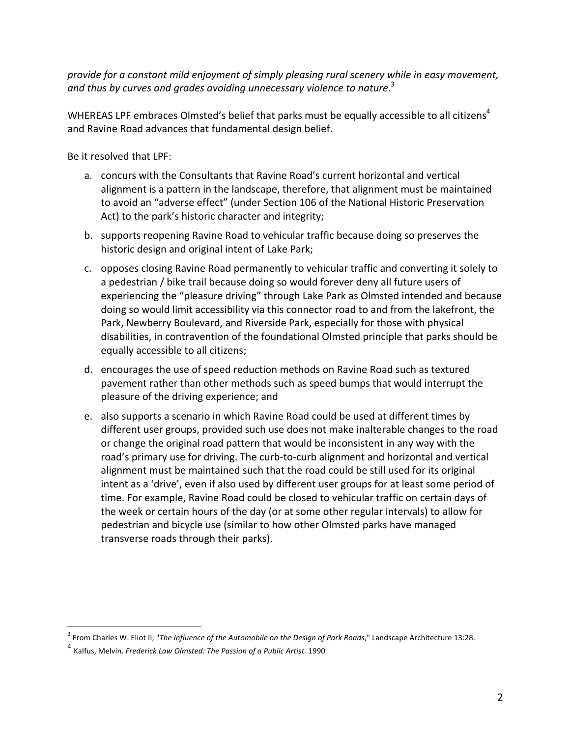*provide for a constant mild enjoyment of simply pleasing rural scenery while in easy movement, and thus by curves and grades avoiding unnecessary violence to nature*.[3]

WHEREAS LPF embraces Olmsted's belief that parks must be equally accessible to all citizens[4] and Ravine Road advances that fundamental design belief.

Be it resolved that LPF:

a. concurs with the Consultants that Ravine Road's current horizontal and vertical alignment is a pattern in the landscape, therefore, that alignment must be maintained to avoid an "adverse effect" (under Section 106 of the National Historic Preservation Act) to the park's historic character and integrity;

b. supports reopening Ravine Road to vehicular traffic because doing so preserves the historic design and original intent of Lake Park;

c. opposes closing Ravine Road permanently to vehicular traffic and converting it solely to a pedestrian / bike trail because doing so would forever deny all future users of experiencing the "pleasure driving" through Lake Park as Olmsted intended and because doing so would limit accessibility via this connector road to and from the lakefront, the Park, Newberry Boulevard, and Riverside Park, especially for those with physical disabilities, in contravention of the foundational Olmsted principle that parks should be equally accessible to all citizens;

d. encourages the use of speed reduction methods on Ravine Road such as textured pavement rather than other methods such as speed bumps that would interrupt the pleasure of the driving experience; and

e. also supports a scenario in which Ravine Road could be used at different times by different user groups, provided such use does not make inalterable changes to the road or change the original road pattern that would be inconsistent in any way with the road's primary use for driving. The curb-to-curb alignment and horizontal and vertical alignment must be maintained such that the road could be still used for its original intent as a 'drive', even if also used by different user groups for at least some period of time. For example, Ravine Road could be closed to vehicular traffic on certain days of the week or certain hours of the day (or at some other regular intervals) to allow for pedestrian and bicycle use (similar to how other Olmsted parks have managed transverse roads through their parks).

---

[3] From Charles W. Eliot II, "*The Influence of the Automobile on the Design of Park Roads*," Landscape Architecture 13:28.

[4] Kalfus, Melvin. *Frederick Law Olmsted: The Passion of a Public Artist.* 1990